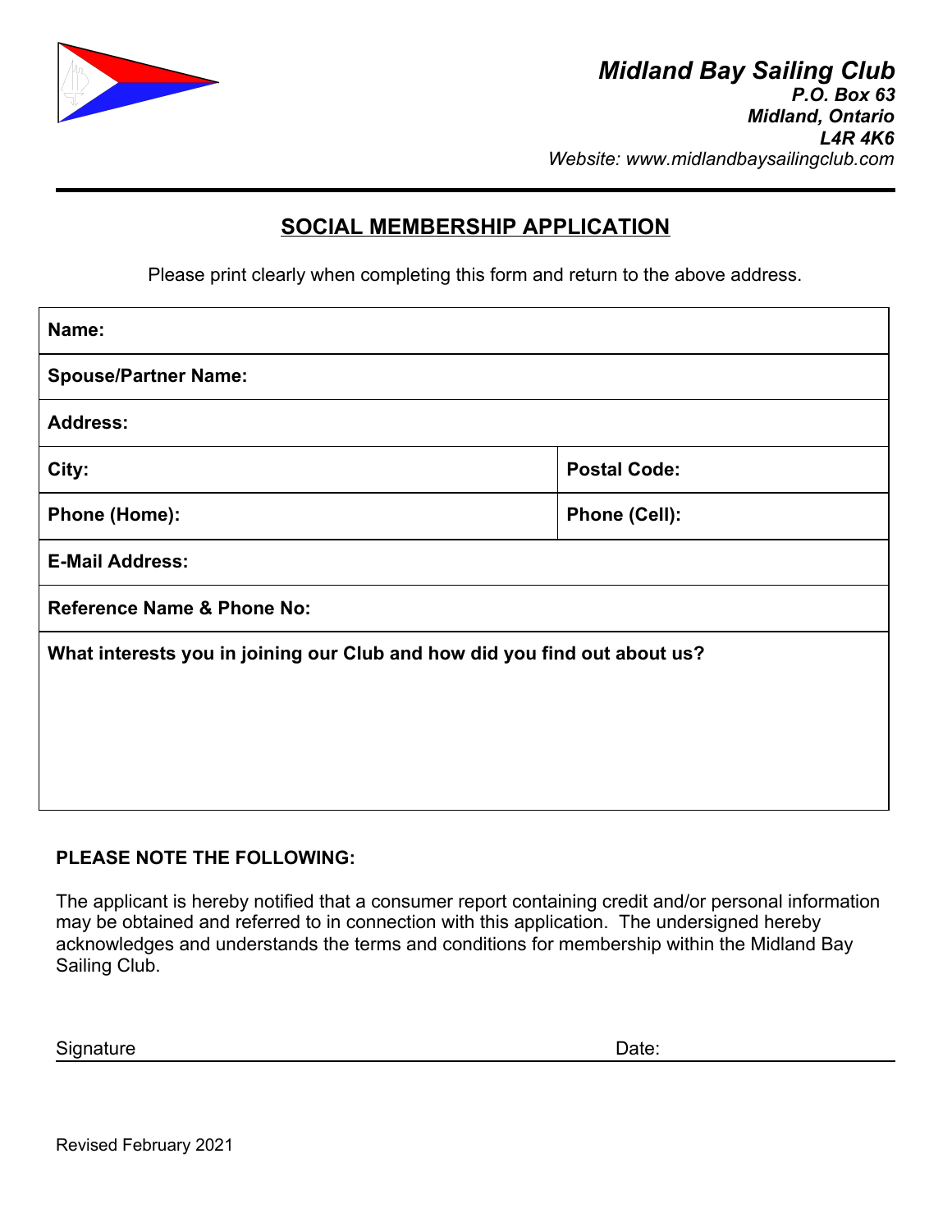***Midland Bay Sailing Club***
***P.O. Box 63***
***Midland, Ontario***
***L4R 4K6***
*Website: www.midlandbaysailingclub.com*

# SOCIAL MEMBERSHIP APPLICATION

Please print clearly when completing this form and return to the above address.

| | |
|---|---|
| **Name:** | |
| **Spouse/Partner Name:** | |
| **Address:** | |
| **City:** | **Postal Code:** |
| **Phone (Home):** | **Phone (Cell):** |
| **E-Mail Address:** | |
| **Reference Name & Phone No:** | |
| **What interests you in joining our Club and how did you find out about us?** | |

**PLEASE NOTE THE FOLLOWING:**

The applicant is hereby notified that a consumer report containing credit and/or personal information may be obtained and referred to in connection with this application. The undersigned hereby acknowledges and understands the terms and conditions for membership within the Midland Bay Sailing Club.

Signature ______________________________ Date: ______________

Revised February 2021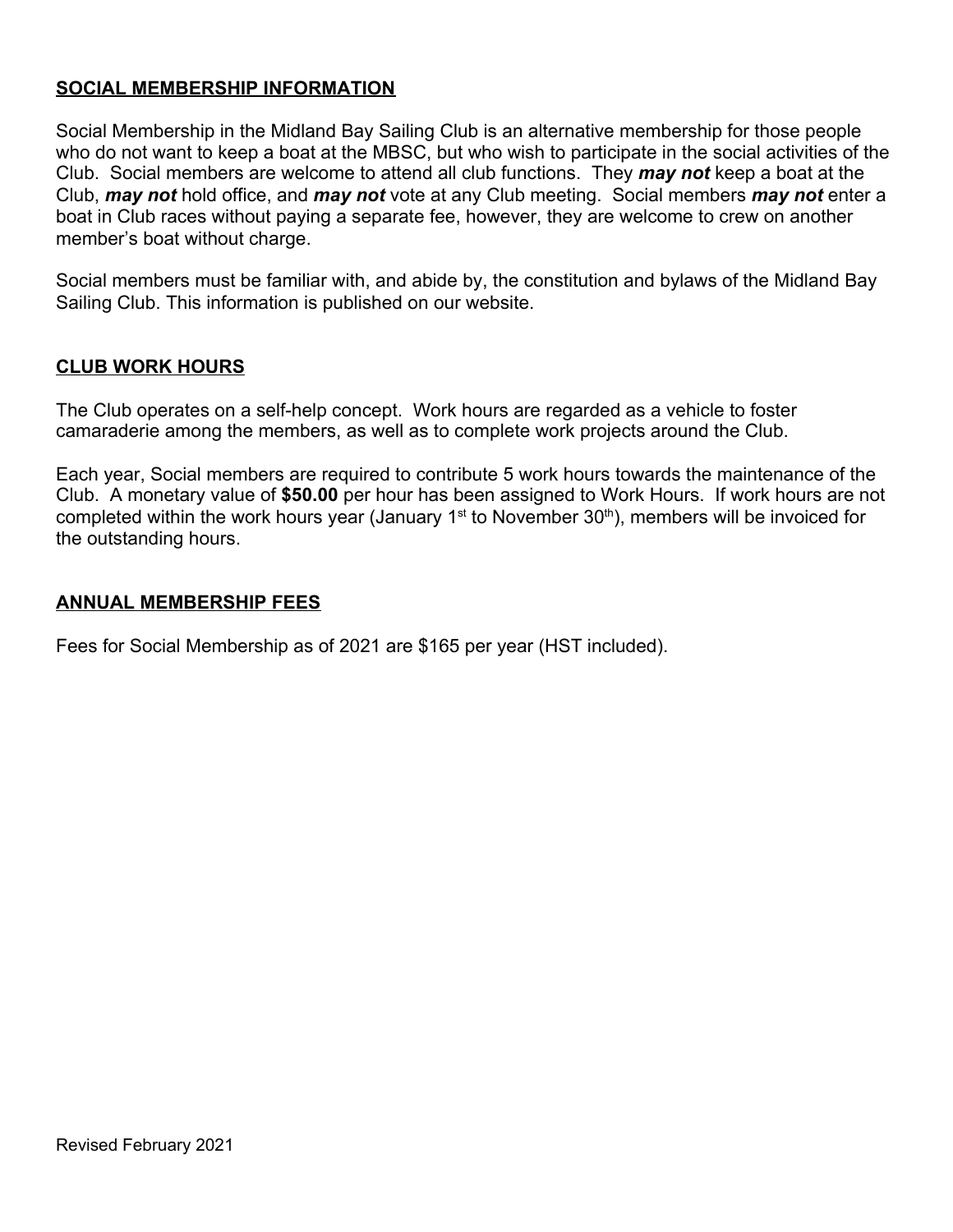## SOCIAL MEMBERSHIP INFORMATION

Social Membership in the Midland Bay Sailing Club is an alternative membership for those people who do not want to keep a boat at the MBSC, but who wish to participate in the social activities of the Club. Social members are welcome to attend all club functions. They ***may not*** keep a boat at the Club, ***may not*** hold office, and ***may not*** vote at any Club meeting. Social members ***may not*** enter a boat in Club races without paying a separate fee, however, they are welcome to crew on another member's boat without charge.

Social members must be familiar with, and abide by, the constitution and bylaws of the Midland Bay Sailing Club. This information is published on our website.

## CLUB WORK HOURS

The Club operates on a self-help concept. Work hours are regarded as a vehicle to foster camaraderie among the members, as well as to complete work projects around the Club.

Each year, Social members are required to contribute 5 work hours towards the maintenance of the Club. A monetary value of **$50.00** per hour has been assigned to Work Hours. If work hours are not completed within the work hours year (January 1st to November 30th), members will be invoiced for the outstanding hours.

## ANNUAL MEMBERSHIP FEES

Fees for Social Membership as of 2021 are $165 per year (HST included).

Revised February 2021